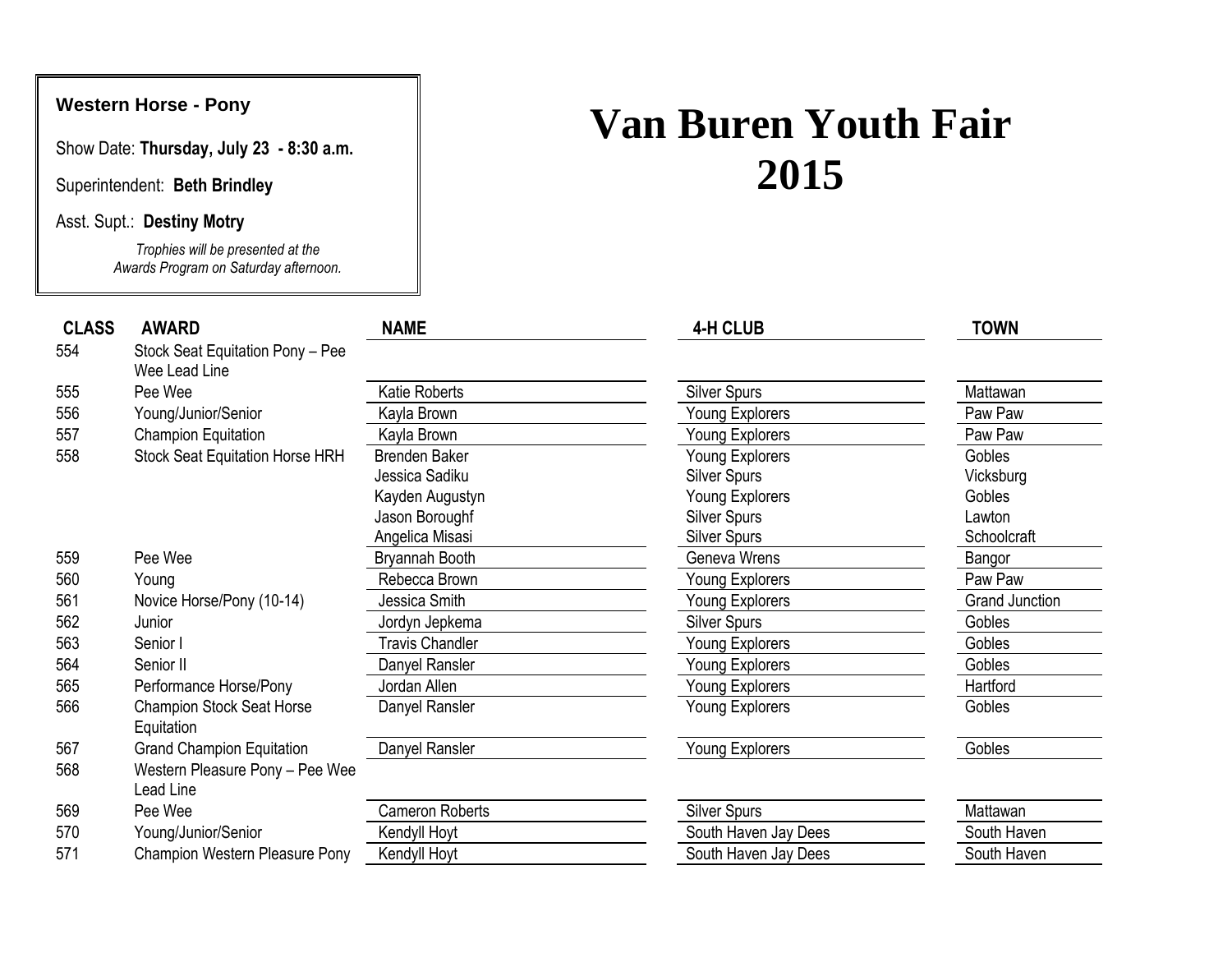# Van Buren Youth Fair 2015

**Western Horse - Pony**

Show Date: **Thursday, July 23 - 8:30 a.m.**

Superintendent: **Beth Brindley**

Asst. Supt.: **Destiny Motry**

*Trophies will be presented at the Awards Program on Saturday afternoon.*

| CLASS | AWARD | NAME | 4-H CLUB | TOWN |
|---|---|---|---|---|
| 554 | Stock Seat Equitation Pony – Pee Wee Lead Line | | | |
| 555 | Pee Wee | Katie Roberts | Silver Spurs | Mattawan |
| 556 | Young/Junior/Senior | Kayla Brown | Young Explorers | Paw Paw |
| 557 | Champion Equitation | Kayla Brown | Young Explorers | Paw Paw |
| 558 | Stock Seat Equitation Horse HRH | Brenden Baker | Young Explorers | Gobles |
| | | Jessica Sadiku | Silver Spurs | Vicksburg |
| | | Kayden Augustyn | Young Explorers | Gobles |
| | | Jason Boroughf | Silver Spurs | Lawton |
| | | Angelica Misasi | Silver Spurs | Schoolcraft |
| 559 | Pee Wee | Bryannah Booth | Geneva Wrens | Bangor |
| 560 | Young | Rebecca Brown | Young Explorers | Paw Paw |
| 561 | Novice Horse/Pony (10-14) | Jessica Smith | Young Explorers | Grand Junction |
| 562 | Junior | Jordyn Jepkema | Silver Spurs | Gobles |
| 563 | Senior I | Travis Chandler | Young Explorers | Gobles |
| 564 | Senior II | Danyel Ransler | Young Explorers | Gobles |
| 565 | Performance Horse/Pony | Jordan Allen | Young Explorers | Hartford |
| 566 | Champion Stock Seat Horse Equitation | Danyel Ransler | Young Explorers | Gobles |
| 567 | Grand Champion Equitation | Danyel Ransler | Young Explorers | Gobles |
| 568 | Western Pleasure Pony – Pee Wee Lead Line | | | |
| 569 | Pee Wee | Cameron Roberts | Silver Spurs | Mattawan |
| 570 | Young/Junior/Senior | Kendyll Hoyt | South Haven Jay Dees | South Haven |
| 571 | Champion Western Pleasure Pony | Kendyll Hoyt | South Haven Jay Dees | South Haven |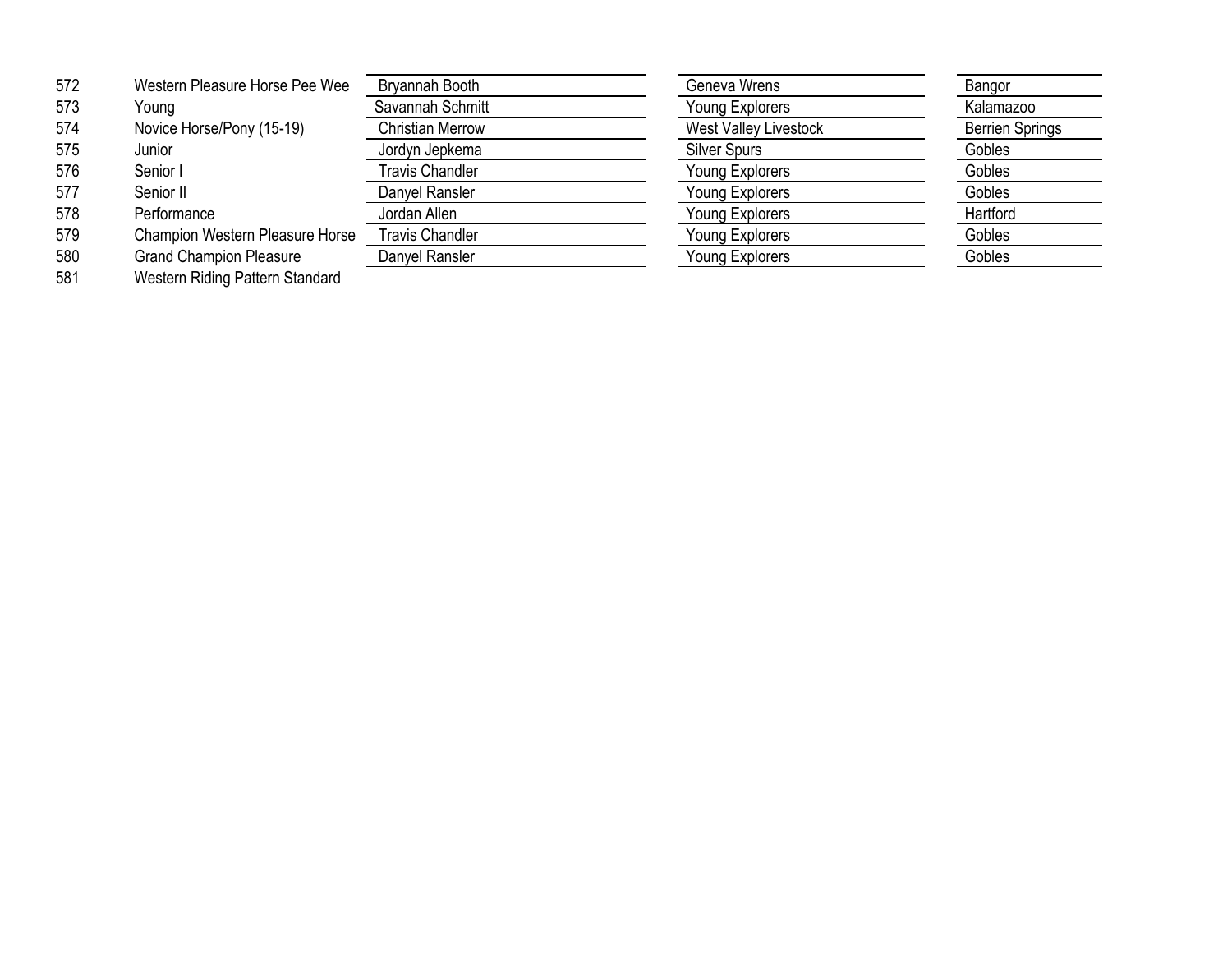| | | | | |
|---|---|---|---|---|
| 572 | Western Pleasure Horse Pee Wee | Bryannah Booth | Geneva Wrens | Bangor |
| 573 | Young | Savannah Schmitt | Young Explorers | Kalamazoo |
| 574 | Novice Horse/Pony (15-19) | Christian Merrow | West Valley Livestock | Berrien Springs |
| 575 | Junior | Jordyn Jepkema | Silver Spurs | Gobles |
| 576 | Senior I | Travis Chandler | Young Explorers | Gobles |
| 577 | Senior II | Danyel Ransler | Young Explorers | Gobles |
| 578 | Performance | Jordan Allen | Young Explorers | Hartford |
| 579 | Champion Western Pleasure Horse | Travis Chandler | Young Explorers | Gobles |
| 580 | Grand Champion Pleasure | Danyel Ransler | Young Explorers | Gobles |
| 581 | Western Riding Pattern Standard | | | |